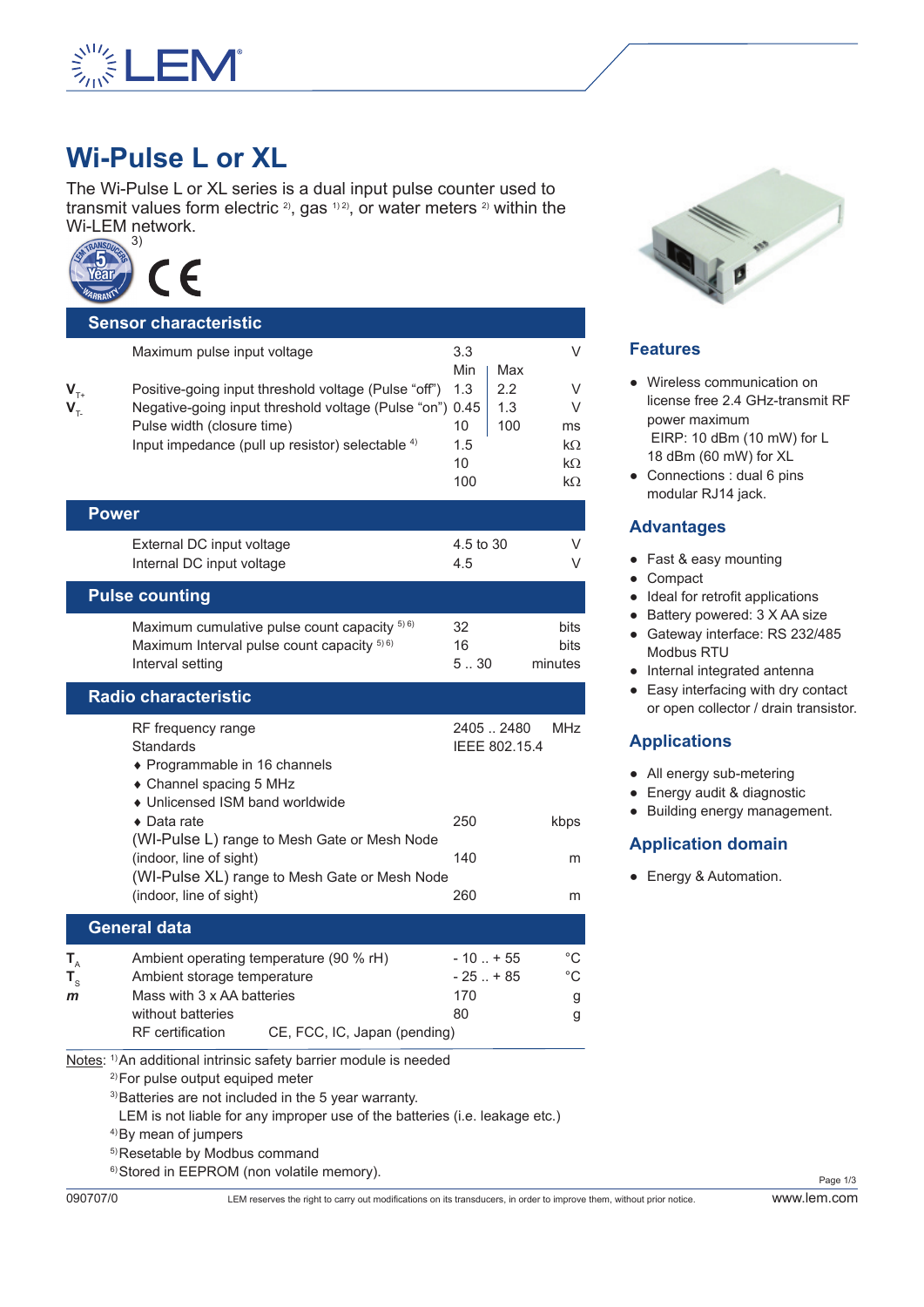# Wi-Pulse L or XL

The Wi-Pulse L or XL series is a dual input pulse counter used to transmit values form electric [2], gas [1)2)], or water meters [2] within the Wi-LEM network.

[3]

## Sensor characteristic

| | | | | |
|---|---|---|---|---|
| | Maximum pulse input voltage | 3.3 | | V |
| | | Min | Max | |
| $V_{T+}$ | Positive-going input threshold voltage (Pulse "off") | 1.3 | 2.2 | V |
| $V_{T-}$ | Negative-going input threshold voltage (Pulse "on") | 0.45 | 1.3 | V |
| | Pulse width (closure time) | 10 | 100 | ms |
| | Input impedance (pull up resistor) selectable [4] | 1.5 | | kΩ |
| | | 10 | | kΩ |
| | | 100 | | kΩ |

## Power

| | | |
|---|---|---|
| External DC input voltage | 4.5 to 30 | V |
| Internal DC input voltage | 4.5 | V |

## Pulse counting

| | | |
|---|---|---|
| Maximum cumulative pulse count capacity [5) 6)] | 32 | bits |
| Maximum Interval pulse count capacity [5) 6)] | 16 | bits |
| Interval setting | 5 .. 30 | minutes |

## Radio characteristic

| | | |
|---|---|---|
| RF frequency range | 2405 .. 2480 | MHz |
| Standards | IEEE 802.15.4 | |
| ♦ Programmable in 16 channels | | |
| ♦ Channel spacing 5 MHz | | |
| ♦ Unlicensed ISM band worldwide | | |
| ♦ Data rate | 250 | kbps |
| (WI-Pulse L) range to Mesh Gate or Mesh Node (indoor, line of sight) | 140 | m |
| (WI-Pulse XL) range to Mesh Gate or Mesh Node (indoor, line of sight) | 260 | m |

## General data

| | | | |
|---|---|---|---|
| $T_A$ | Ambient operating temperature (90 % rH) | - 10 .. + 55 | °C |
| $T_S$ | Ambient storage temperature | - 25 .. + 85 | °C |
| *m* | Mass with 3 x AA batteries | 170 | g |
| | without batteries | 80 | g |
| | RF certification | CE, FCC, IC, Japan (pending) | |

Notes:
[1] An additional intrinsic safety barrier module is needed
[2] For pulse output equiped meter
[3] Batteries are not included in the 5 year warranty.
LEM is not liable for any improper use of the batteries (i.e. leakage etc.)
[4] By mean of jumpers
[5] Resetable by Modbus command
[6] Stored in EEPROM (non volatile memory).

## Features

- Wireless communication on license free 2.4 GHz-transmit RF power maximum
  EIRP: 10 dBm (10 mW) for L
  18 dBm (60 mW) for XL
- Connections : dual 6 pins modular RJ14 jack.

## Advantages

- Fast & easy mounting
- Compact
- Ideal for retrofit applications
- Battery powered: 3 X AA size
- Gateway interface: RS 232/485 Modbus RTU
- Internal integrated antenna
- Easy interfacing with dry contact or open collector / drain transistor.

## Applications

- All energy sub-metering
- Energy audit & diagnostic
- Building energy management.

## Application domain

- Energy & Automation.

090707/0 LEM reserves the right to carry out modifications on its transducers, in order to improve them, without prior notice. www.lem.com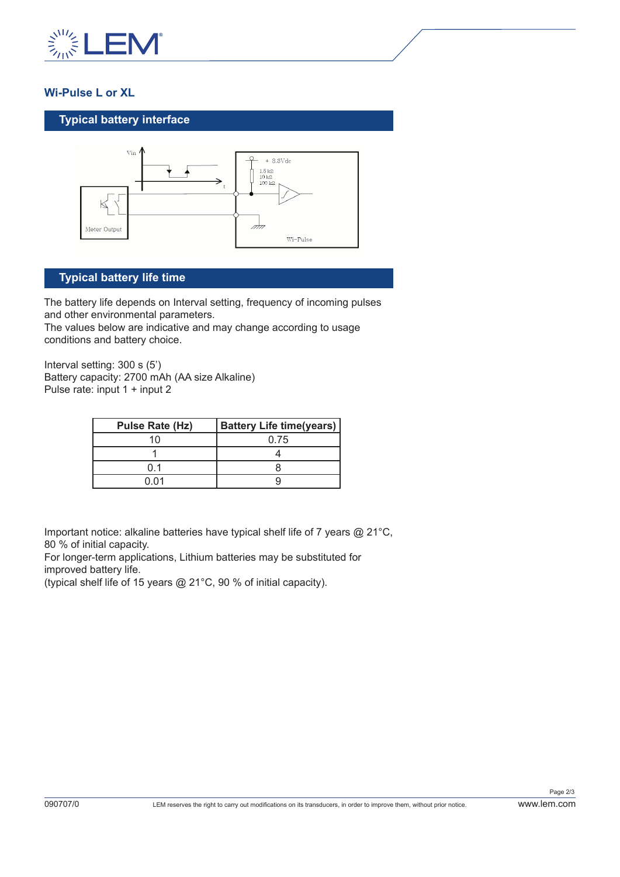## Wi-Pulse L or XL

### Typical battery interface

### Typical battery life time

The battery life depends on Interval setting, frequency of incoming pulses and other environmental parameters.
The values below are indicative and may change according to usage conditions and battery choice.

Interval setting: 300 s (5')
Battery capacity: 2700 mAh (AA size Alkaline)
Pulse rate: input 1 + input 2

| Pulse Rate (Hz) | Battery Life time(years) |
|---|---|
| 10 | 0.75 |
| 1 | 4 |
| 0.1 | 8 |
| 0.01 | 9 |

Important notice: alkaline batteries have typical shelf life of 7 years @ 21°C, 80 % of initial capacity.
For longer-term applications, Lithium batteries may be substituted for improved battery life.
(typical shelf life of 15 years @ 21°C, 90 % of initial capacity).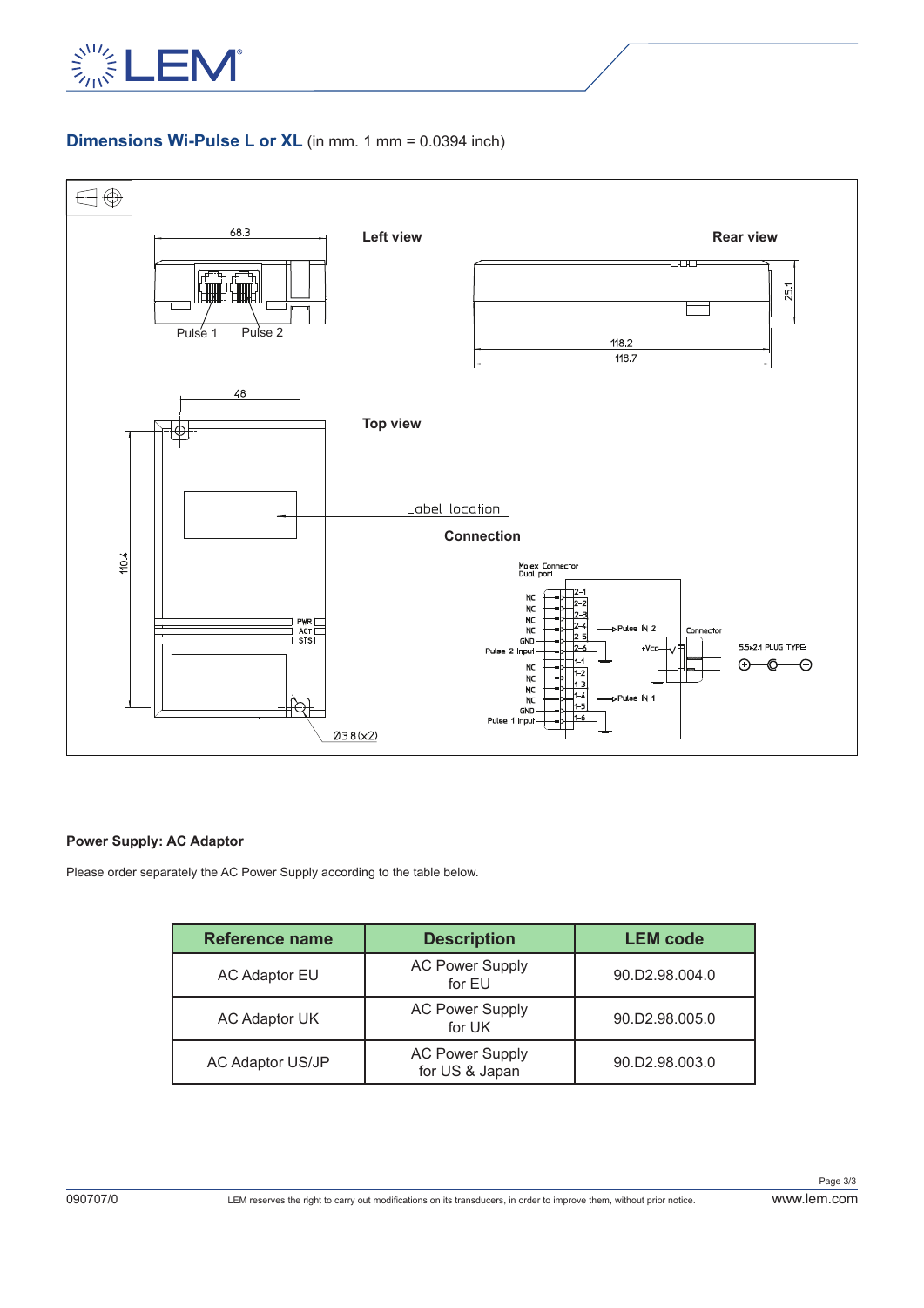## Dimensions Wi-Pulse L or XL (in mm. 1 mm = 0.0394 inch)

Left view

68.3

Pulse 1

Pulse 2

Rear view

25.1

118.2

118.7

Top view

48

110.4

Label location

PWR

ACT

STS

Ø3.8 (x2)

Connection

Molex Connector
Dual port

NC

NC

NC

NC

GND

Pulse 2 Input

NC

NC

NC

NC

GND

Pulse 1 Input

2-1

2-2

2-3

2-4

2-5

2-6

1-1

1-2

1-3

1-4

1-5

1-6

Pulse IN 2

Pulse IN 1

+Vcc

Connector

5.5x2.1 PLUG TYPE

### Power Supply: AC Adaptor

Please order separately the AC Power Supply according to the table below.

| Reference name | Description | LEM code |
|---|---|---|
| AC Adaptor EU | AC Power Supply for EU | 90.D2.98.004.0 |
| AC Adaptor UK | AC Power Supply for UK | 90.D2.98.005.0 |
| AC Adaptor US/JP | AC Power Supply for US & Japan | 90.D2.98.003.0 |

090707/0

LEM reserves the right to carry out modifications on its transducers, in order to improve them, without prior notice.